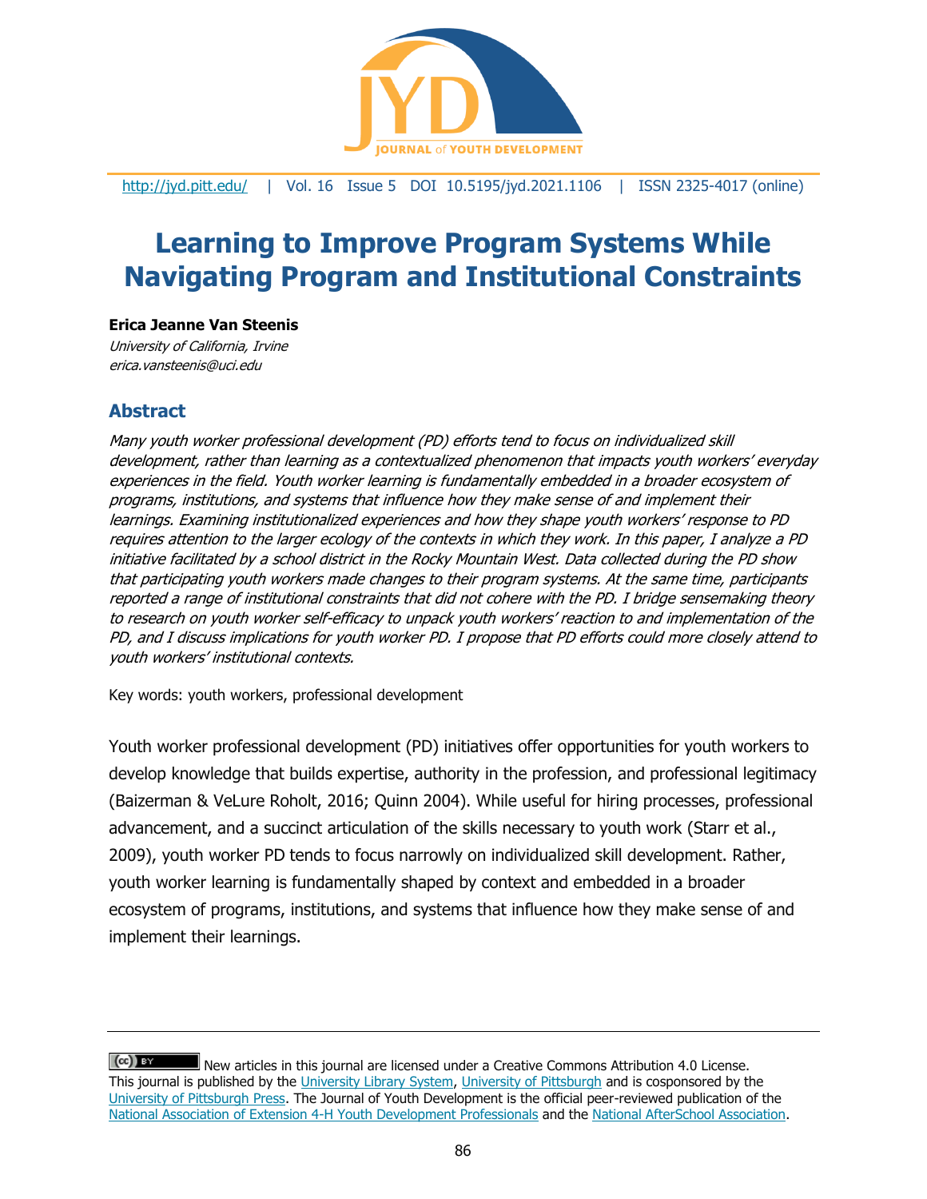# Learning to Improve Program Systems While Navigating Program and Institutional Constraints

**Erica Jeanne Van Steenis**

*University of California, Irvine*
*erica.vansteenis@uci.edu*

## Abstract

*Many youth worker professional development (PD) efforts tend to focus on individualized skill development, rather than learning as a contextualized phenomenon that impacts youth workers' everyday experiences in the field. Youth worker learning is fundamentally embedded in a broader ecosystem of programs, institutions, and systems that influence how they make sense of and implement their learnings. Examining institutionalized experiences and how they shape youth workers' response to PD requires attention to the larger ecology of the contexts in which they work. In this paper, I analyze a PD initiative facilitated by a school district in the Rocky Mountain West. Data collected during the PD show that participating youth workers made changes to their program systems. At the same time, participants reported a range of institutional constraints that did not cohere with the PD. I bridge sensemaking theory to research on youth worker self-efficacy to unpack youth workers' reaction to and implementation of the PD, and I discuss implications for youth worker PD. I propose that PD efforts could more closely attend to youth workers' institutional contexts.*

Key words: youth workers, professional development

Youth worker professional development (PD) initiatives offer opportunities for youth workers to develop knowledge that builds expertise, authority in the profession, and professional legitimacy (Baizerman & VeLure Roholt, 2016; Quinn 2004). While useful for hiring processes, professional advancement, and a succinct articulation of the skills necessary to youth work (Starr et al., 2009), youth worker PD tends to focus narrowly on individualized skill development. Rather, youth worker learning is fundamentally shaped by context and embedded in a broader ecosystem of programs, institutions, and systems that influence how they make sense of and implement their learnings.

---

New articles in this journal are licensed under a Creative Commons Attribution 4.0 License.
This journal is published by the University Library System, University of Pittsburgh and is cosponsored by the University of Pittsburgh Press. The Journal of Youth Development is the official peer-reviewed publication of the National Association of Extension 4-H Youth Development Professionals and the National AfterSchool Association.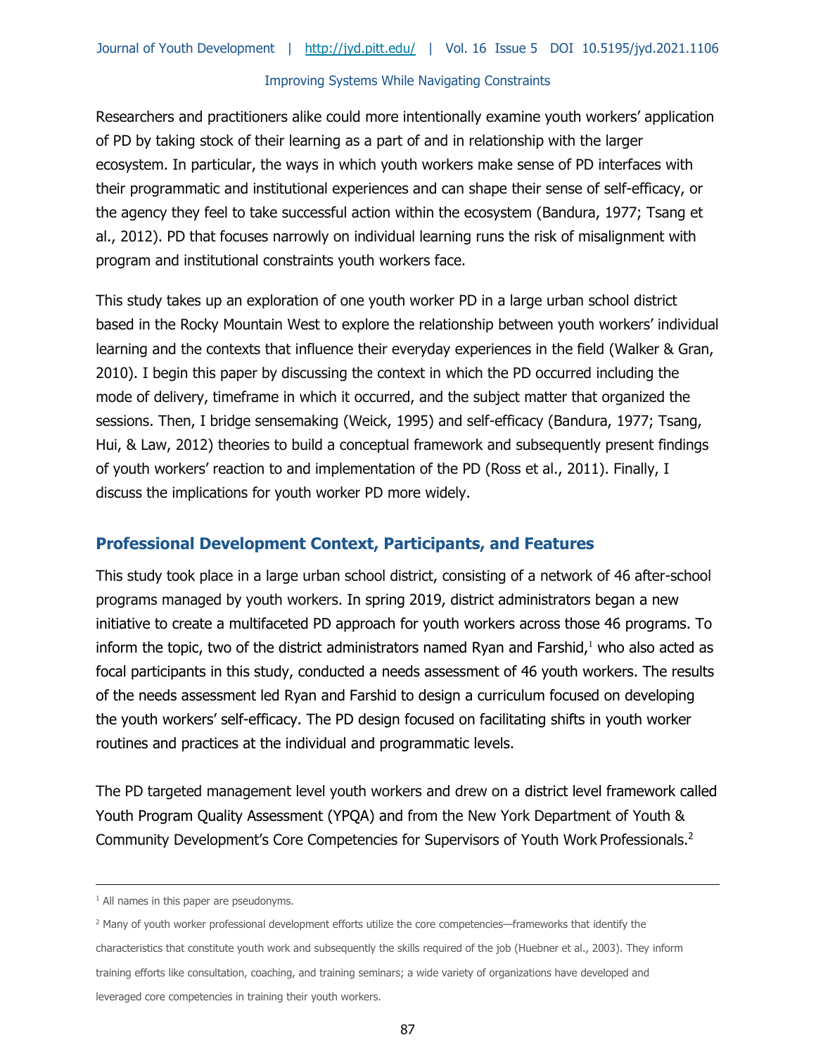Researchers and practitioners alike could more intentionally examine youth workers' application of PD by taking stock of their learning as a part of and in relationship with the larger ecosystem. In particular, the ways in which youth workers make sense of PD interfaces with their programmatic and institutional experiences and can shape their sense of self-efficacy, or the agency they feel to take successful action within the ecosystem (Bandura, 1977; Tsang et al., 2012). PD that focuses narrowly on individual learning runs the risk of misalignment with program and institutional constraints youth workers face.

This study takes up an exploration of one youth worker PD in a large urban school district based in the Rocky Mountain West to explore the relationship between youth workers' individual learning and the contexts that influence their everyday experiences in the field (Walker & Gran, 2010). I begin this paper by discussing the context in which the PD occurred including the mode of delivery, timeframe in which it occurred, and the subject matter that organized the sessions. Then, I bridge sensemaking (Weick, 1995) and self-efficacy (Bandura, 1977; Tsang, Hui, & Law, 2012) theories to build a conceptual framework and subsequently present findings of youth workers' reaction to and implementation of the PD (Ross et al., 2011). Finally, I discuss the implications for youth worker PD more widely.

## Professional Development Context, Participants, and Features

This study took place in a large urban school district, consisting of a network of 46 after-school programs managed by youth workers. In spring 2019, district administrators began a new initiative to create a multifaceted PD approach for youth workers across those 46 programs. To inform the topic, two of the district administrators named Ryan and Farshid,[1] who also acted as focal participants in this study, conducted a needs assessment of 46 youth workers. The results of the needs assessment led Ryan and Farshid to design a curriculum focused on developing the youth workers' self-efficacy. The PD design focused on facilitating shifts in youth worker routines and practices at the individual and programmatic levels.

The PD targeted management level youth workers and drew on a district level framework called Youth Program Quality Assessment (YPQA) and from the New York Department of Youth & Community Development's Core Competencies for Supervisors of Youth Work Professionals.[2]

---

[1] All names in this paper are pseudonyms.

[2] Many of youth worker professional development efforts utilize the core competencies—frameworks that identify the characteristics that constitute youth work and subsequently the skills required of the job (Huebner et al., 2003). They inform training efforts like consultation, coaching, and training seminars; a wide variety of organizations have developed and leveraged core competencies in training their youth workers.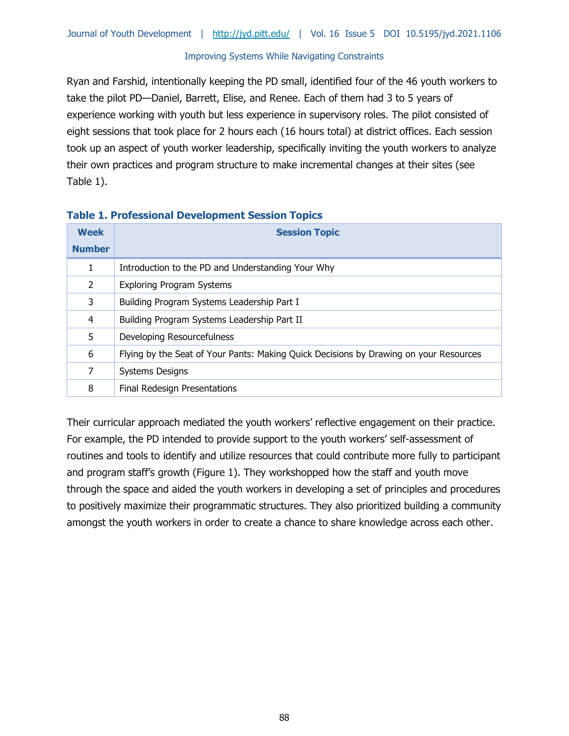Ryan and Farshid, intentionally keeping the PD small, identified four of the 46 youth workers to take the pilot PD—Daniel, Barrett, Elise, and Renee. Each of them had 3 to 5 years of experience working with youth but less experience in supervisory roles. The pilot consisted of eight sessions that took place for 2 hours each (16 hours total) at district offices. Each session took up an aspect of youth worker leadership, specifically inviting the youth workers to analyze their own practices and program structure to make incremental changes at their sites (see Table 1).

**Table 1. Professional Development Session Topics**

| Week Number | Session Topic |
| --- | --- |
| 1 | Introduction to the PD and Understanding Your Why |
| 2 | Exploring Program Systems |
| 3 | Building Program Systems Leadership Part I |
| 4 | Building Program Systems Leadership Part II |
| 5 | Developing Resourcefulness |
| 6 | Flying by the Seat of Your Pants: Making Quick Decisions by Drawing on your Resources |
| 7 | Systems Designs |
| 8 | Final Redesign Presentations |

Their curricular approach mediated the youth workers' reflective engagement on their practice. For example, the PD intended to provide support to the youth workers' self-assessment of routines and tools to identify and utilize resources that could contribute more fully to participant and program staff's growth (Figure 1). They workshopped how the staff and youth move through the space and aided the youth workers in developing a set of principles and procedures to positively maximize their programmatic structures. They also prioritized building a community amongst the youth workers in order to create a chance to share knowledge across each other.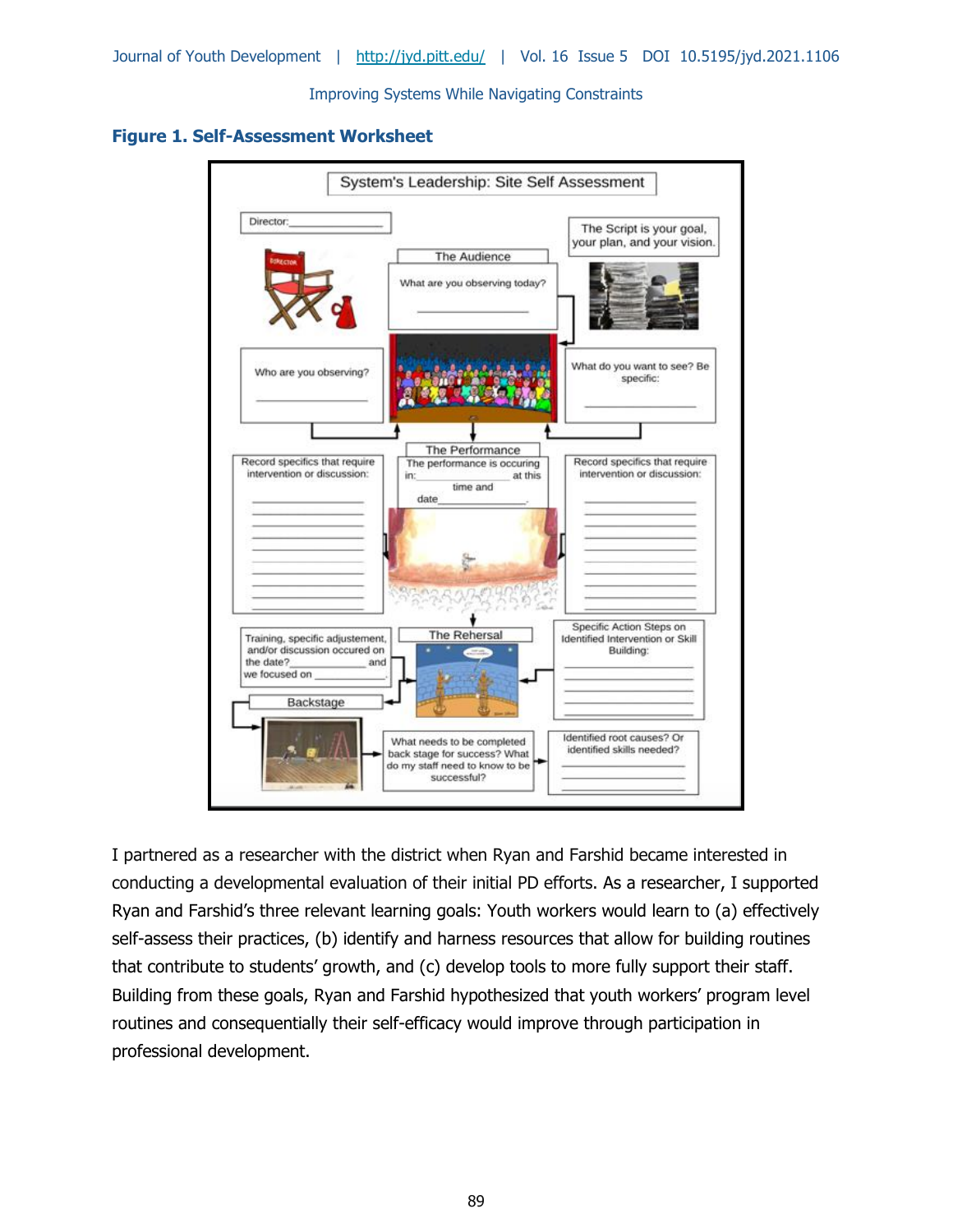**Figure 1. Self-Assessment Worksheet**

System's Leadership: Site Self Assessment

Director:\_\_\_\_\_\_\_\_\_\_\_\_\_\_\_\_

The Script is your goal, your plan, and your vision.

The Audience

What are you observing today? \_\_\_\_\_\_\_\_\_\_\_\_\_\_\_\_

Who are you observing? \_\_\_\_\_\_\_\_\_\_\_\_\_\_\_\_

What do you want to see? Be specific: \_\_\_\_\_\_\_\_\_\_\_\_\_\_\_\_

The Performance

The performance is occuring in:\_\_\_\_\_\_\_\_\_\_\_\_\_\_\_\_ at this time and date\_\_\_\_\_\_\_\_\_\_\_\_\_\_\_\_.

Record specifics that require intervention or discussion:

Record specifics that require intervention or discussion:

The Rehersal

Training, specific adjustement, and/or discussion occured on the date?\_\_\_\_\_\_\_\_\_\_\_\_\_\_\_\_ and we focused on \_\_\_\_\_\_\_\_\_\_\_\_\_\_\_\_.

Specific Action Steps on Identified Intervention or Skill Building:

Backstage

What needs to be completed back stage for success? What do my staff need to know to be successful?

Identified root causes? Or identified skills needed?

I partnered as a researcher with the district when Ryan and Farshid became interested in conducting a developmental evaluation of their initial PD efforts. As a researcher, I supported Ryan and Farshid's three relevant learning goals: Youth workers would learn to (a) effectively self-assess their practices, (b) identify and harness resources that allow for building routines that contribute to students' growth, and (c) develop tools to more fully support their staff. Building from these goals, Ryan and Farshid hypothesized that youth workers' program level routines and consequentially their self-efficacy would improve through participation in professional development.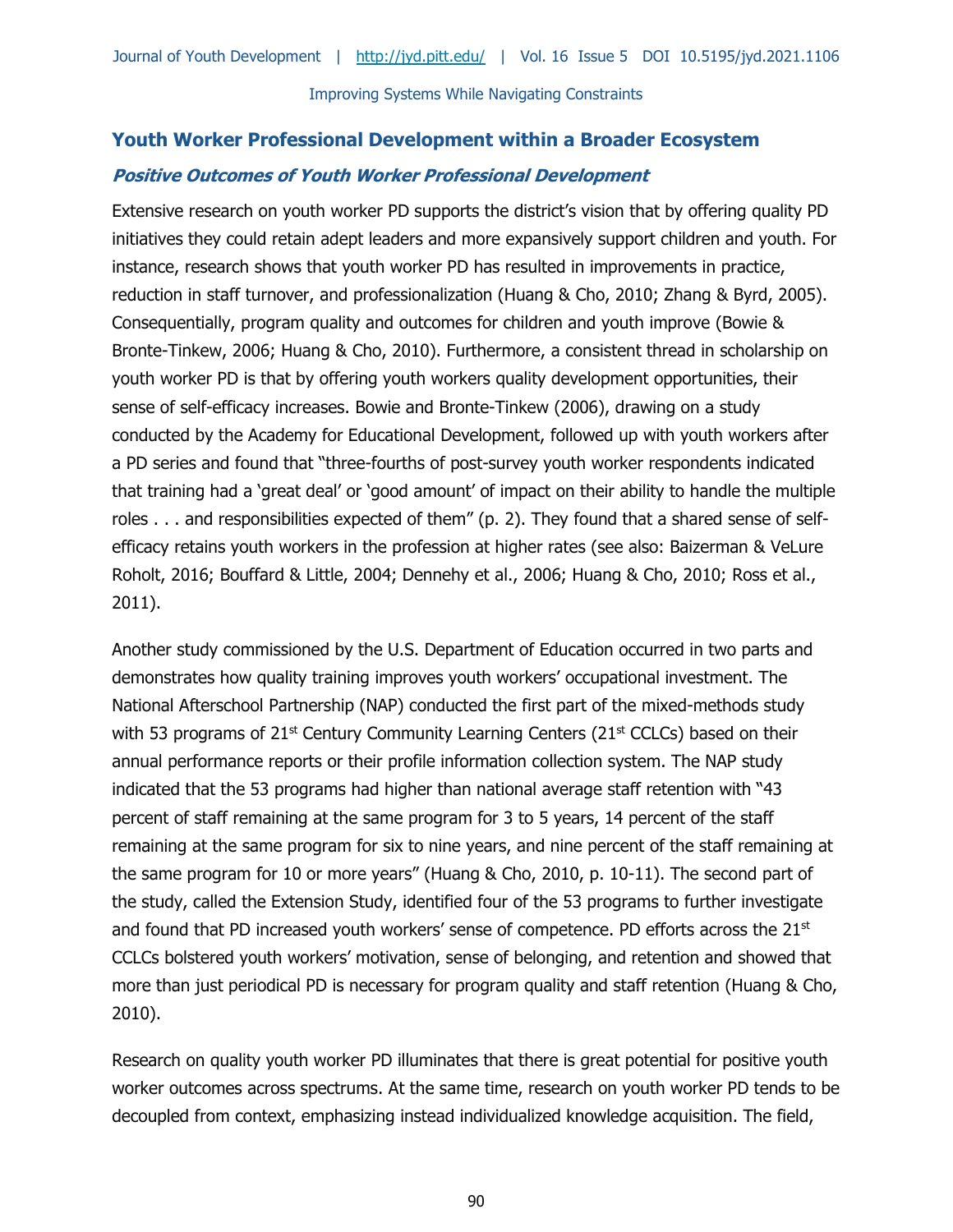## Youth Worker Professional Development within a Broader Ecosystem

### *Positive Outcomes of Youth Worker Professional Development*

Extensive research on youth worker PD supports the district's vision that by offering quality PD initiatives they could retain adept leaders and more expansively support children and youth. For instance, research shows that youth worker PD has resulted in improvements in practice, reduction in staff turnover, and professionalization (Huang & Cho, 2010; Zhang & Byrd, 2005). Consequentially, program quality and outcomes for children and youth improve (Bowie & Bronte-Tinkew, 2006; Huang & Cho, 2010). Furthermore, a consistent thread in scholarship on youth worker PD is that by offering youth workers quality development opportunities, their sense of self-efficacy increases. Bowie and Bronte-Tinkew (2006), drawing on a study conducted by the Academy for Educational Development, followed up with youth workers after a PD series and found that "three-fourths of post-survey youth worker respondents indicated that training had a 'great deal' or 'good amount' of impact on their ability to handle the multiple roles . . . and responsibilities expected of them" (p. 2). They found that a shared sense of self-efficacy retains youth workers in the profession at higher rates (see also: Baizerman & VeLure Roholt, 2016; Bouffard & Little, 2004; Dennehy et al., 2006; Huang & Cho, 2010; Ross et al., 2011).

Another study commissioned by the U.S. Department of Education occurred in two parts and demonstrates how quality training improves youth workers' occupational investment. The National Afterschool Partnership (NAP) conducted the first part of the mixed-methods study with 53 programs of 21st Century Community Learning Centers (21st CCLCs) based on their annual performance reports or their profile information collection system. The NAP study indicated that the 53 programs had higher than national average staff retention with "43 percent of staff remaining at the same program for 3 to 5 years, 14 percent of the staff remaining at the same program for six to nine years, and nine percent of the staff remaining at the same program for 10 or more years" (Huang & Cho, 2010, p. 10-11). The second part of the study, called the Extension Study, identified four of the 53 programs to further investigate and found that PD increased youth workers' sense of competence. PD efforts across the 21st CCLCs bolstered youth workers' motivation, sense of belonging, and retention and showed that more than just periodical PD is necessary for program quality and staff retention (Huang & Cho, 2010).

Research on quality youth worker PD illuminates that there is great potential for positive youth worker outcomes across spectrums. At the same time, research on youth worker PD tends to be decoupled from context, emphasizing instead individualized knowledge acquisition. The field,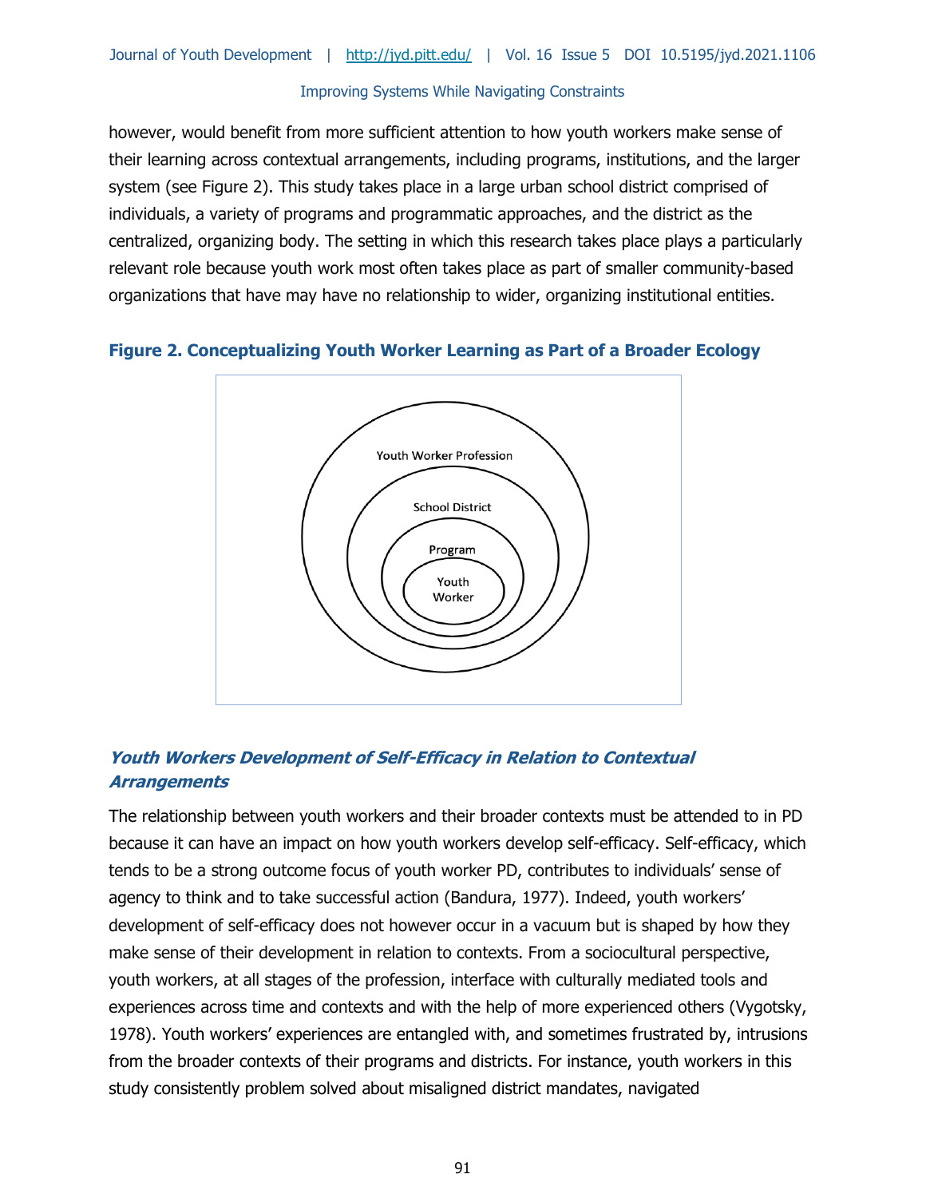however, would benefit from more sufficient attention to how youth workers make sense of their learning across contextual arrangements, including programs, institutions, and the larger system (see Figure 2). This study takes place in a large urban school district comprised of individuals, a variety of programs and programmatic approaches, and the district as the centralized, organizing body. The setting in which this research takes place plays a particularly relevant role because youth work most often takes place as part of smaller community-based organizations that have may have no relationship to wider, organizing institutional entities.

**Figure 2. Conceptualizing Youth Worker Learning as Part of a Broader Ecology**

Youth Worker Profession

School District

Program

Youth Worker

### *Youth Workers Development of Self-Efficacy in Relation to Contextual Arrangements*

The relationship between youth workers and their broader contexts must be attended to in PD because it can have an impact on how youth workers develop self-efficacy. Self-efficacy, which tends to be a strong outcome focus of youth worker PD, contributes to individuals' sense of agency to think and to take successful action (Bandura, 1977). Indeed, youth workers' development of self-efficacy does not however occur in a vacuum but is shaped by how they make sense of their development in relation to contexts. From a sociocultural perspective, youth workers, at all stages of the profession, interface with culturally mediated tools and experiences across time and contexts and with the help of more experienced others (Vygotsky, 1978). Youth workers' experiences are entangled with, and sometimes frustrated by, intrusions from the broader contexts of their programs and districts. For instance, youth workers in this study consistently problem solved about misaligned district mandates, navigated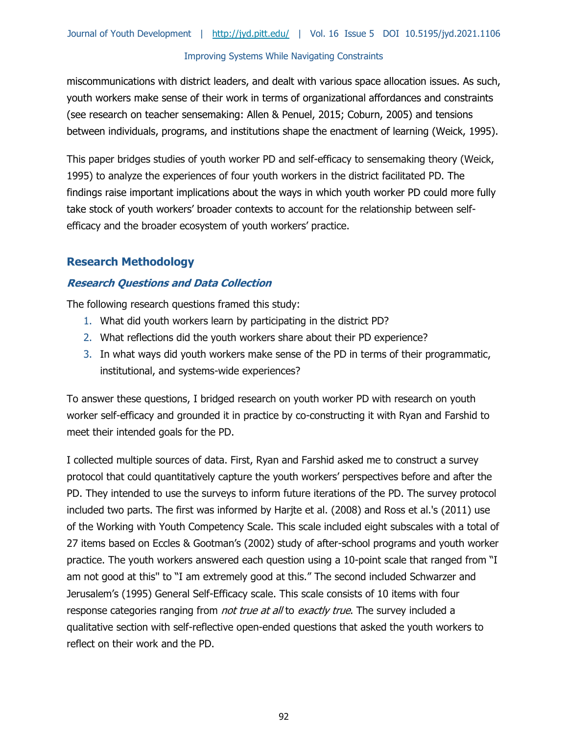miscommunications with district leaders, and dealt with various space allocation issues. As such, youth workers make sense of their work in terms of organizational affordances and constraints (see research on teacher sensemaking: Allen & Penuel, 2015; Coburn, 2005) and tensions between individuals, programs, and institutions shape the enactment of learning (Weick, 1995).

This paper bridges studies of youth worker PD and self-efficacy to sensemaking theory (Weick, 1995) to analyze the experiences of four youth workers in the district facilitated PD. The findings raise important implications about the ways in which youth worker PD could more fully take stock of youth workers' broader contexts to account for the relationship between self-efficacy and the broader ecosystem of youth workers' practice.

## Research Methodology

### *Research Questions and Data Collection*

The following research questions framed this study:

1. What did youth workers learn by participating in the district PD?
2. What reflections did the youth workers share about their PD experience?
3. In what ways did youth workers make sense of the PD in terms of their programmatic, institutional, and systems-wide experiences?

To answer these questions, I bridged research on youth worker PD with research on youth worker self-efficacy and grounded it in practice by co-constructing it with Ryan and Farshid to meet their intended goals for the PD.

I collected multiple sources of data. First, Ryan and Farshid asked me to construct a survey protocol that could quantitatively capture the youth workers' perspectives before and after the PD. They intended to use the surveys to inform future iterations of the PD. The survey protocol included two parts. The first was informed by Harjte et al. (2008) and Ross et al.'s (2011) use of the Working with Youth Competency Scale. This scale included eight subscales with a total of 27 items based on Eccles & Gootman's (2002) study of after-school programs and youth worker practice. The youth workers answered each question using a 10-point scale that ranged from "I am not good at this" to "I am extremely good at this." The second included Schwarzer and Jerusalem's (1995) General Self-Efficacy scale. This scale consists of 10 items with four response categories ranging from *not true at all* to *exactly true*. The survey included a qualitative section with self-reflective open-ended questions that asked the youth workers to reflect on their work and the PD.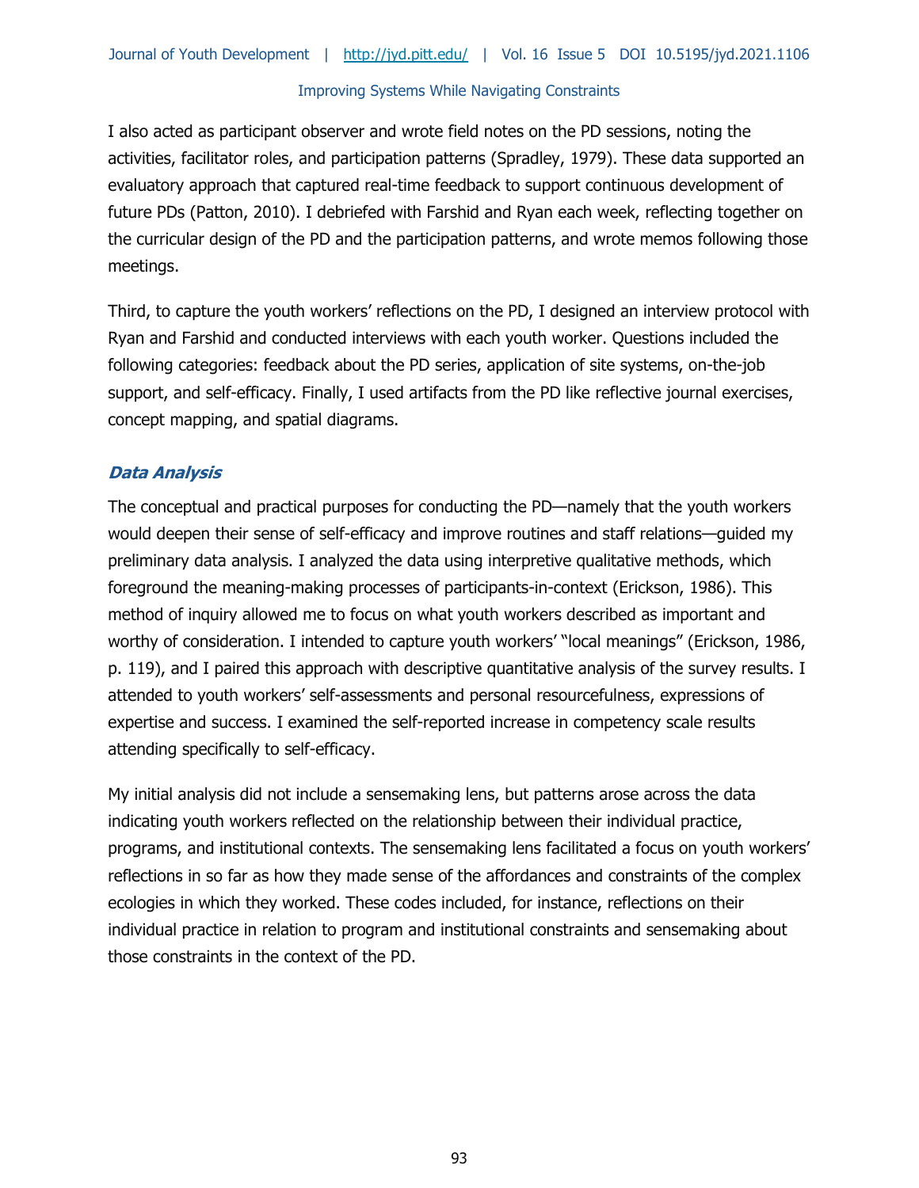I also acted as participant observer and wrote field notes on the PD sessions, noting the activities, facilitator roles, and participation patterns (Spradley, 1979). These data supported an evaluatory approach that captured real-time feedback to support continuous development of future PDs (Patton, 2010). I debriefed with Farshid and Ryan each week, reflecting together on the curricular design of the PD and the participation patterns, and wrote memos following those meetings.

Third, to capture the youth workers' reflections on the PD, I designed an interview protocol with Ryan and Farshid and conducted interviews with each youth worker. Questions included the following categories: feedback about the PD series, application of site systems, on-the-job support, and self-efficacy. Finally, I used artifacts from the PD like reflective journal exercises, concept mapping, and spatial diagrams.

### *Data Analysis*

The conceptual and practical purposes for conducting the PD—namely that the youth workers would deepen their sense of self-efficacy and improve routines and staff relations—guided my preliminary data analysis. I analyzed the data using interpretive qualitative methods, which foreground the meaning-making processes of participants-in-context (Erickson, 1986). This method of inquiry allowed me to focus on what youth workers described as important and worthy of consideration. I intended to capture youth workers' "local meanings" (Erickson, 1986, p. 119), and I paired this approach with descriptive quantitative analysis of the survey results. I attended to youth workers' self-assessments and personal resourcefulness, expressions of expertise and success. I examined the self-reported increase in competency scale results attending specifically to self-efficacy.

My initial analysis did not include a sensemaking lens, but patterns arose across the data indicating youth workers reflected on the relationship between their individual practice, programs, and institutional contexts. The sensemaking lens facilitated a focus on youth workers' reflections in so far as how they made sense of the affordances and constraints of the complex ecologies in which they worked. These codes included, for instance, reflections on their individual practice in relation to program and institutional constraints and sensemaking about those constraints in the context of the PD.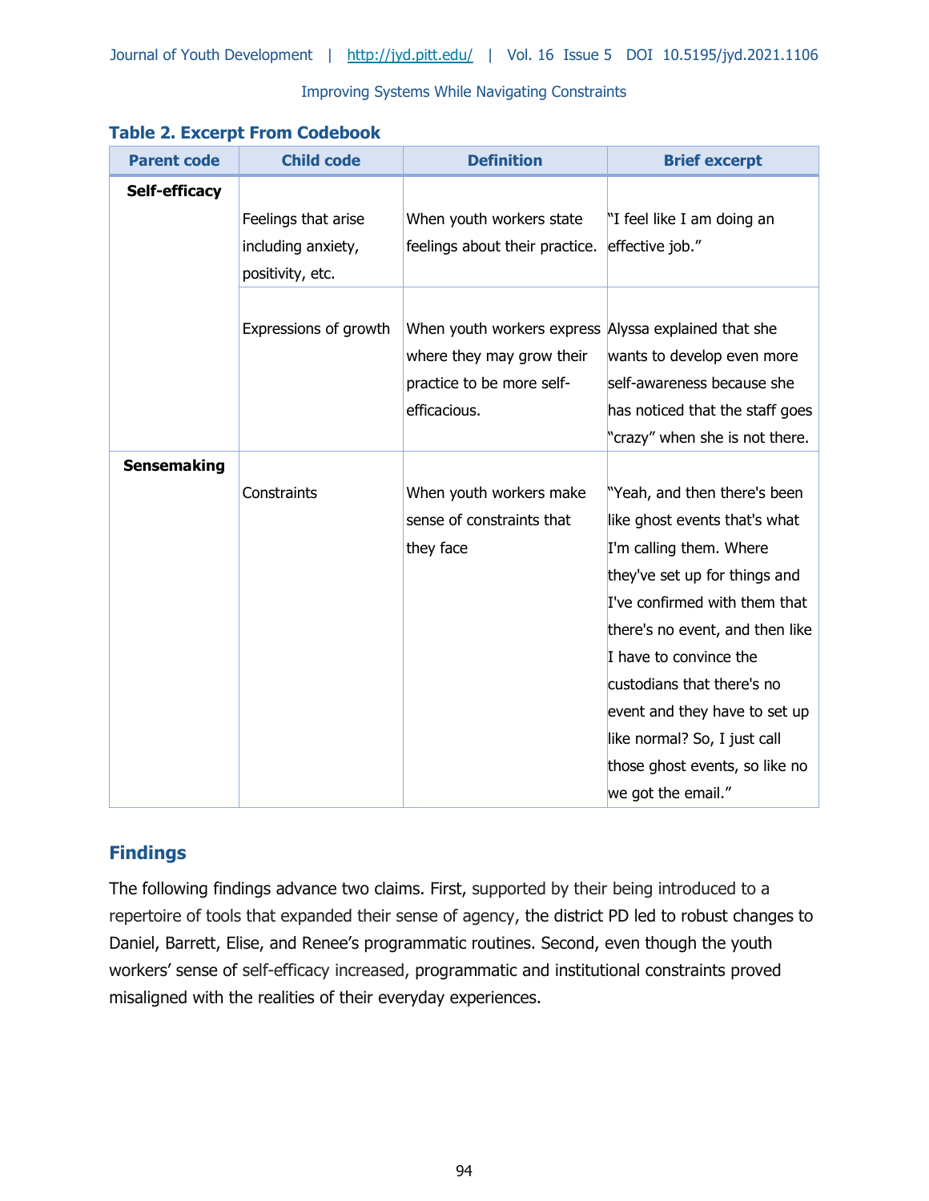**Table 2. Excerpt From Codebook**

| Parent code | Child code | Definition | Brief excerpt |
|---|---|---|---|
| **Self-efficacy** | Feelings that arise including anxiety, positivity, etc. | When youth workers state feelings about their practice. | "I feel like I am doing an effective job." |
| | Expressions of growth | When youth workers express where they may grow their practice to be more self-efficacious. | Alyssa explained that she wants to develop even more self-awareness because she has noticed that the staff goes "crazy" when she is not there. |
| **Sensemaking** | Constraints | When youth workers make sense of constraints that they face | "Yeah, and then there's been like ghost events that's what I'm calling them. Where they've set up for things and I've confirmed with them that there's no event, and then like I have to convince the custodians that there's no event and they have to set up like normal? So, I just call those ghost events, so like no we got the email." |

## Findings

The following findings advance two claims. First, supported by their being introduced to a repertoire of tools that expanded their sense of agency, the district PD led to robust changes to Daniel, Barrett, Elise, and Renee's programmatic routines. Second, even though the youth workers' sense of self-efficacy increased, programmatic and institutional constraints proved misaligned with the realities of their everyday experiences.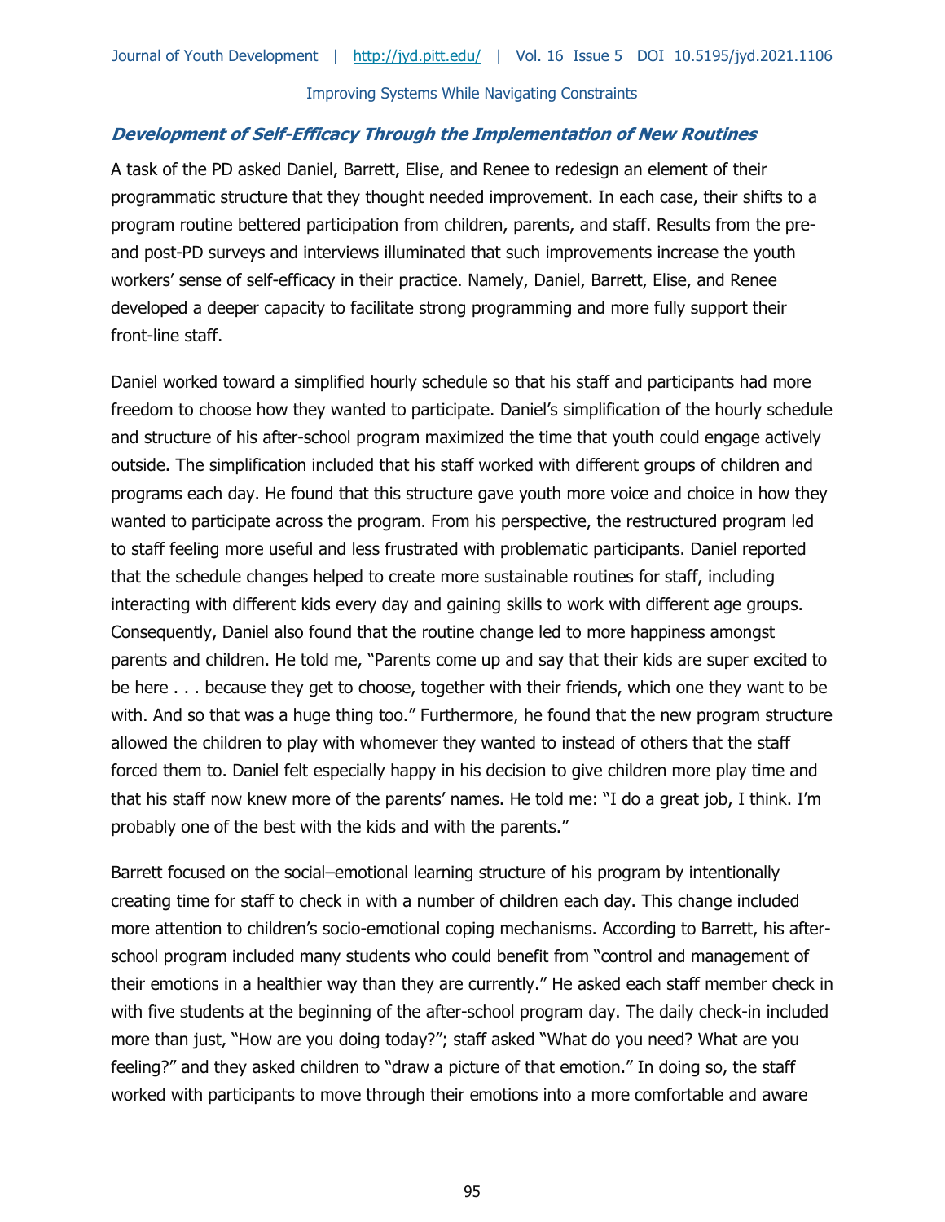### *Development of Self-Efficacy Through the Implementation of New Routines*

A task of the PD asked Daniel, Barrett, Elise, and Renee to redesign an element of their programmatic structure that they thought needed improvement. In each case, their shifts to a program routine bettered participation from children, parents, and staff. Results from the pre- and post-PD surveys and interviews illuminated that such improvements increase the youth workers' sense of self-efficacy in their practice. Namely, Daniel, Barrett, Elise, and Renee developed a deeper capacity to facilitate strong programming and more fully support their front-line staff.

Daniel worked toward a simplified hourly schedule so that his staff and participants had more freedom to choose how they wanted to participate. Daniel's simplification of the hourly schedule and structure of his after-school program maximized the time that youth could engage actively outside. The simplification included that his staff worked with different groups of children and programs each day. He found that this structure gave youth more voice and choice in how they wanted to participate across the program. From his perspective, the restructured program led to staff feeling more useful and less frustrated with problematic participants. Daniel reported that the schedule changes helped to create more sustainable routines for staff, including interacting with different kids every day and gaining skills to work with different age groups. Consequently, Daniel also found that the routine change led to more happiness amongst parents and children. He told me, "Parents come up and say that their kids are super excited to be here . . . because they get to choose, together with their friends, which one they want to be with. And so that was a huge thing too." Furthermore, he found that the new program structure allowed the children to play with whomever they wanted to instead of others that the staff forced them to. Daniel felt especially happy in his decision to give children more play time and that his staff now knew more of the parents' names. He told me: "I do a great job, I think. I'm probably one of the best with the kids and with the parents."

Barrett focused on the social–emotional learning structure of his program by intentionally creating time for staff to check in with a number of children each day. This change included more attention to children's socio-emotional coping mechanisms. According to Barrett, his after-school program included many students who could benefit from "control and management of their emotions in a healthier way than they are currently." He asked each staff member check in with five students at the beginning of the after-school program day. The daily check-in included more than just, "How are you doing today?"; staff asked "What do you need? What are you feeling?" and they asked children to "draw a picture of that emotion." In doing so, the staff worked with participants to move through their emotions into a more comfortable and aware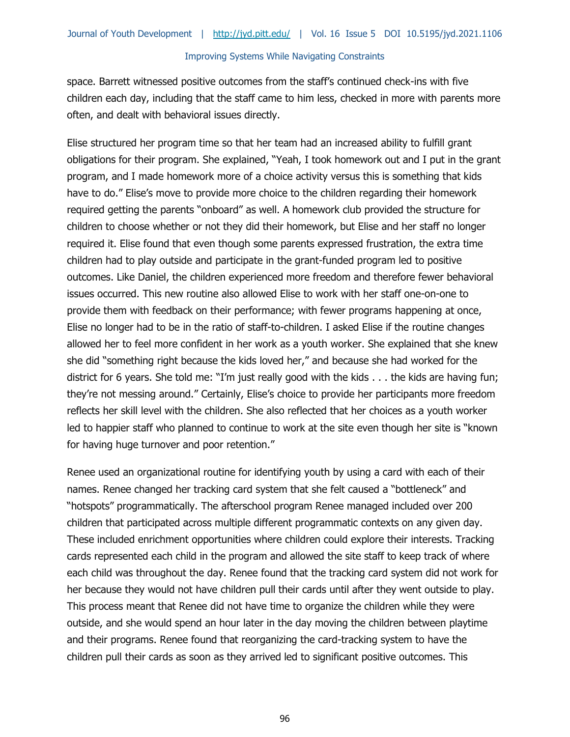space. Barrett witnessed positive outcomes from the staff's continued check-ins with five children each day, including that the staff came to him less, checked in more with parents more often, and dealt with behavioral issues directly.

Elise structured her program time so that her team had an increased ability to fulfill grant obligations for their program. She explained, "Yeah, I took homework out and I put in the grant program, and I made homework more of a choice activity versus this is something that kids have to do." Elise's move to provide more choice to the children regarding their homework required getting the parents "onboard" as well. A homework club provided the structure for children to choose whether or not they did their homework, but Elise and her staff no longer required it. Elise found that even though some parents expressed frustration, the extra time children had to play outside and participate in the grant-funded program led to positive outcomes. Like Daniel, the children experienced more freedom and therefore fewer behavioral issues occurred. This new routine also allowed Elise to work with her staff one-on-one to provide them with feedback on their performance; with fewer programs happening at once, Elise no longer had to be in the ratio of staff-to-children. I asked Elise if the routine changes allowed her to feel more confident in her work as a youth worker. She explained that she knew she did "something right because the kids loved her," and because she had worked for the district for 6 years. She told me: "I'm just really good with the kids . . . the kids are having fun; they're not messing around." Certainly, Elise's choice to provide her participants more freedom reflects her skill level with the children. She also reflected that her choices as a youth worker led to happier staff who planned to continue to work at the site even though her site is "known for having huge turnover and poor retention."

Renee used an organizational routine for identifying youth by using a card with each of their names. Renee changed her tracking card system that she felt caused a "bottleneck" and "hotspots" programmatically. The afterschool program Renee managed included over 200 children that participated across multiple different programmatic contexts on any given day. These included enrichment opportunities where children could explore their interests. Tracking cards represented each child in the program and allowed the site staff to keep track of where each child was throughout the day. Renee found that the tracking card system did not work for her because they would not have children pull their cards until after they went outside to play. This process meant that Renee did not have time to organize the children while they were outside, and she would spend an hour later in the day moving the children between playtime and their programs. Renee found that reorganizing the card-tracking system to have the children pull their cards as soon as they arrived led to significant positive outcomes. This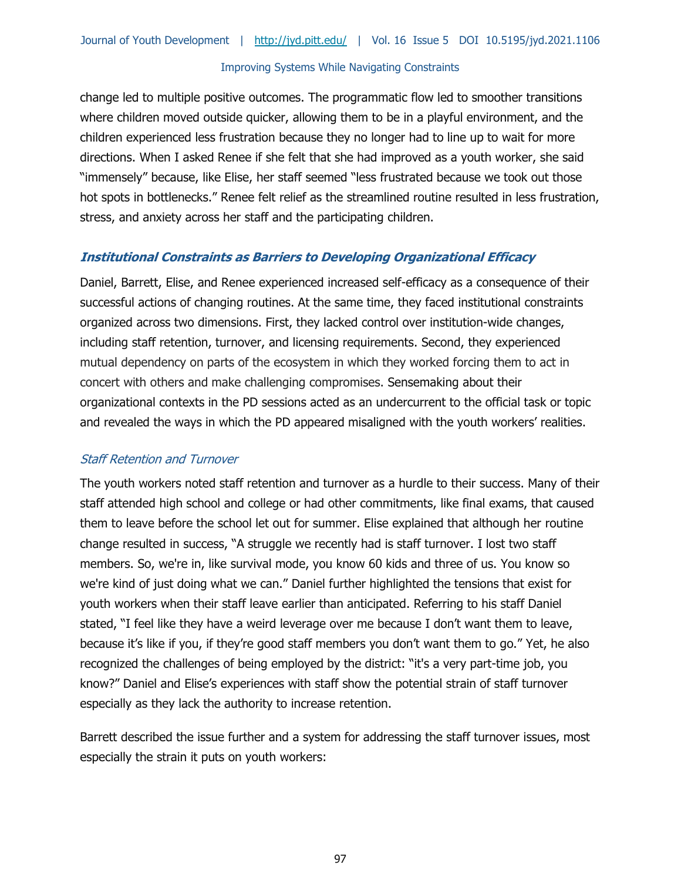change led to multiple positive outcomes. The programmatic flow led to smoother transitions where children moved outside quicker, allowing them to be in a playful environment, and the children experienced less frustration because they no longer had to line up to wait for more directions. When I asked Renee if she felt that she had improved as a youth worker, she said "immensely" because, like Elise, her staff seemed "less frustrated because we took out those hot spots in bottlenecks." Renee felt relief as the streamlined routine resulted in less frustration, stress, and anxiety across her staff and the participating children.

### *Institutional Constraints as Barriers to Developing Organizational Efficacy*

Daniel, Barrett, Elise, and Renee experienced increased self-efficacy as a consequence of their successful actions of changing routines. At the same time, they faced institutional constraints organized across two dimensions. First, they lacked control over institution-wide changes, including staff retention, turnover, and licensing requirements. Second, they experienced mutual dependency on parts of the ecosystem in which they worked forcing them to act in concert with others and make challenging compromises. Sensemaking about their organizational contexts in the PD sessions acted as an undercurrent to the official task or topic and revealed the ways in which the PD appeared misaligned with the youth workers' realities.

#### *Staff Retention and Turnover*

The youth workers noted staff retention and turnover as a hurdle to their success. Many of their staff attended high school and college or had other commitments, like final exams, that caused them to leave before the school let out for summer. Elise explained that although her routine change resulted in success, "A struggle we recently had is staff turnover. I lost two staff members. So, we're in, like survival mode, you know 60 kids and three of us. You know so we're kind of just doing what we can." Daniel further highlighted the tensions that exist for youth workers when their staff leave earlier than anticipated. Referring to his staff Daniel stated, "I feel like they have a weird leverage over me because I don't want them to leave, because it's like if you, if they're good staff members you don't want them to go." Yet, he also recognized the challenges of being employed by the district: "it's a very part-time job, you know?" Daniel and Elise's experiences with staff show the potential strain of staff turnover especially as they lack the authority to increase retention.

Barrett described the issue further and a system for addressing the staff turnover issues, most especially the strain it puts on youth workers: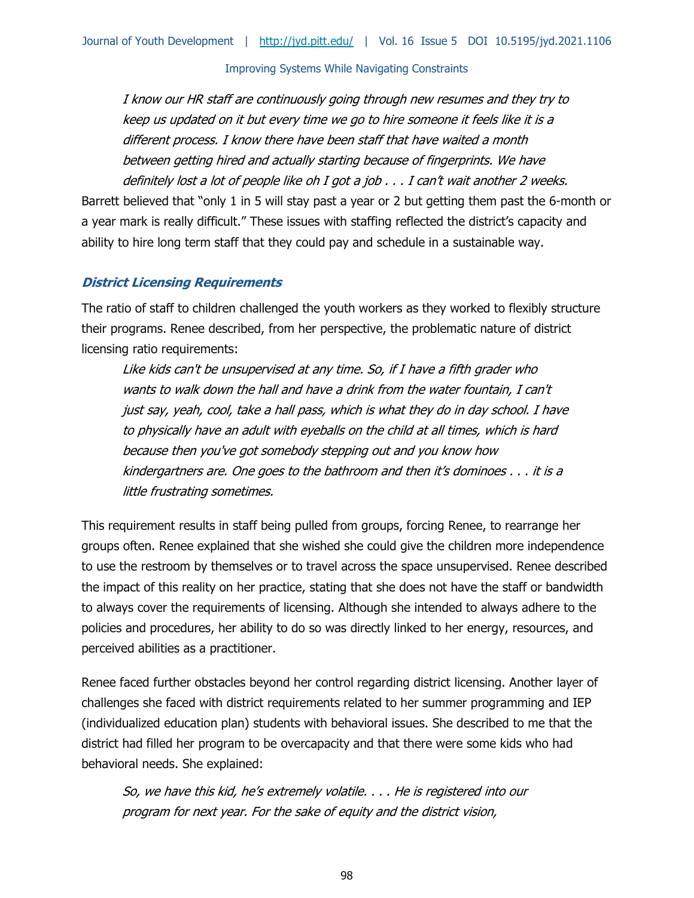*I know our HR staff are continuously going through new resumes and they try to keep us updated on it but every time we go to hire someone it feels like it is a different process. I know there have been staff that have waited a month between getting hired and actually starting because of fingerprints. We have definitely lost a lot of people like oh I got a job . . . I can't wait another 2 weeks.*

Barrett believed that "only 1 in 5 will stay past a year or 2 but getting them past the 6-month or a year mark is really difficult." These issues with staffing reflected the district's capacity and ability to hire long term staff that they could pay and schedule in a sustainable way.

### *District Licensing Requirements*

The ratio of staff to children challenged the youth workers as they worked to flexibly structure their programs. Renee described, from her perspective, the problematic nature of district licensing ratio requirements:

> *Like kids can't be unsupervised at any time. So, if I have a fifth grader who wants to walk down the hall and have a drink from the water fountain, I can't just say, yeah, cool, take a hall pass, which is what they do in day school. I have to physically have an adult with eyeballs on the child at all times, which is hard because then you've got somebody stepping out and you know how kindergartners are. One goes to the bathroom and then it's dominoes . . . it is a little frustrating sometimes.*

This requirement results in staff being pulled from groups, forcing Renee, to rearrange her groups often. Renee explained that she wished she could give the children more independence to use the restroom by themselves or to travel across the space unsupervised. Renee described the impact of this reality on her practice, stating that she does not have the staff or bandwidth to always cover the requirements of licensing. Although she intended to always adhere to the policies and procedures, her ability to do so was directly linked to her energy, resources, and perceived abilities as a practitioner.

Renee faced further obstacles beyond her control regarding district licensing. Another layer of challenges she faced with district requirements related to her summer programming and IEP (individualized education plan) students with behavioral issues. She described to me that the district had filled her program to be overcapacity and that there were some kids who had behavioral needs. She explained:

> *So, we have this kid, he's extremely volatile. . . . He is registered into our program for next year. For the sake of equity and the district vision,*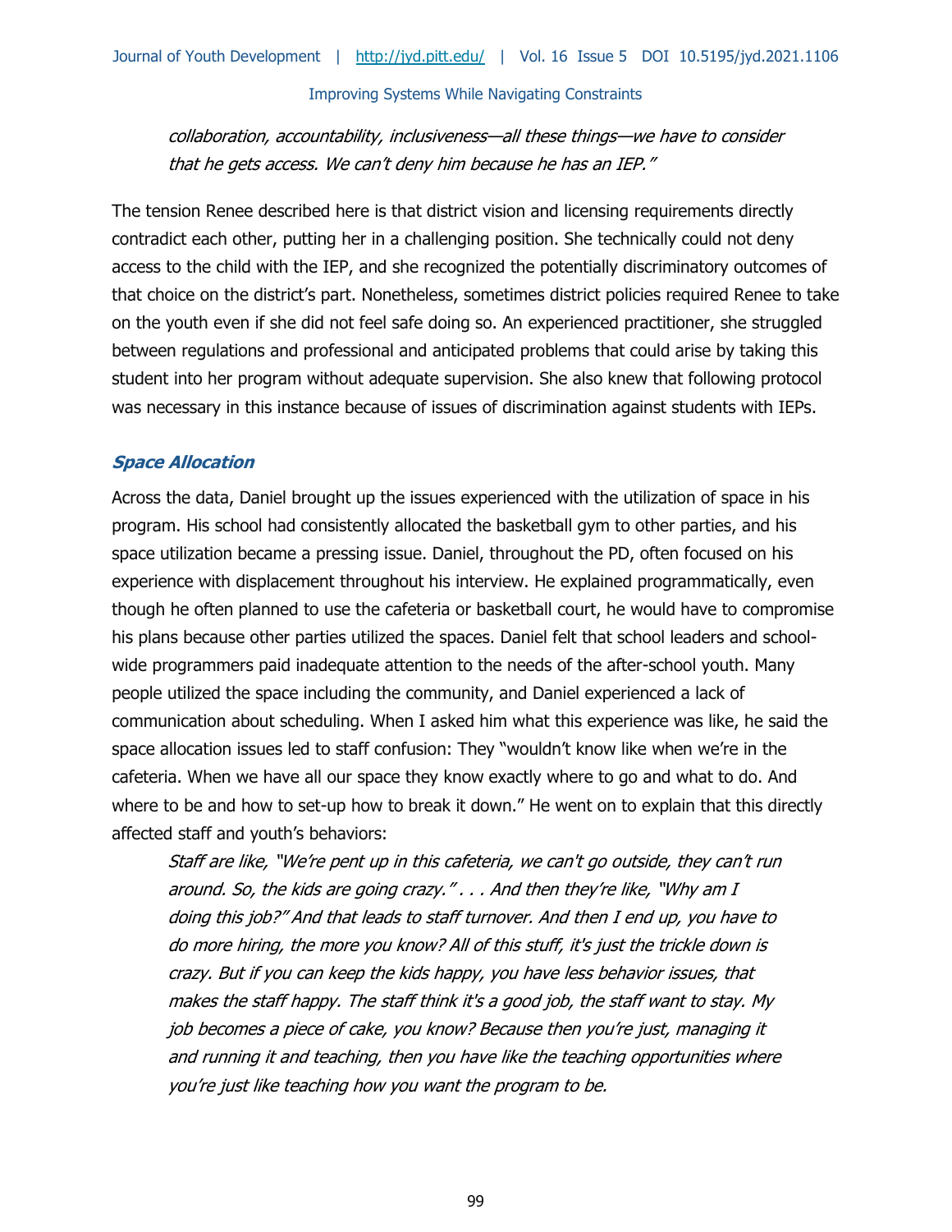*collaboration, accountability, inclusiveness—all these things—we have to consider that he gets access. We can't deny him because he has an IEP."*

The tension Renee described here is that district vision and licensing requirements directly contradict each other, putting her in a challenging position. She technically could not deny access to the child with the IEP, and she recognized the potentially discriminatory outcomes of that choice on the district's part. Nonetheless, sometimes district policies required Renee to take on the youth even if she did not feel safe doing so. An experienced practitioner, she struggled between regulations and professional and anticipated problems that could arise by taking this student into her program without adequate supervision. She also knew that following protocol was necessary in this instance because of issues of discrimination against students with IEPs.

### ***Space Allocation***

Across the data, Daniel brought up the issues experienced with the utilization of space in his program. His school had consistently allocated the basketball gym to other parties, and his space utilization became a pressing issue. Daniel, throughout the PD, often focused on his experience with displacement throughout his interview. He explained programmatically, even though he often planned to use the cafeteria or basketball court, he would have to compromise his plans because other parties utilized the spaces. Daniel felt that school leaders and school-wide programmers paid inadequate attention to the needs of the after-school youth. Many people utilized the space including the community, and Daniel experienced a lack of communication about scheduling. When I asked him what this experience was like, he said the space allocation issues led to staff confusion: They "wouldn't know like when we're in the cafeteria. When we have all our space they know exactly where to go and what to do. And where to be and how to set-up how to break it down." He went on to explain that this directly affected staff and youth's behaviors:

> *Staff are like, "We're pent up in this cafeteria, we can't go outside, they can't run around. So, the kids are going crazy." . . . And then they're like, "Why am I doing this job?" And that leads to staff turnover. And then I end up, you have to do more hiring, the more you know? All of this stuff, it's just the trickle down is crazy. But if you can keep the kids happy, you have less behavior issues, that makes the staff happy. The staff think it's a good job, the staff want to stay. My job becomes a piece of cake, you know? Because then you're just, managing it and running it and teaching, then you have like the teaching opportunities where you're just like teaching how you want the program to be.*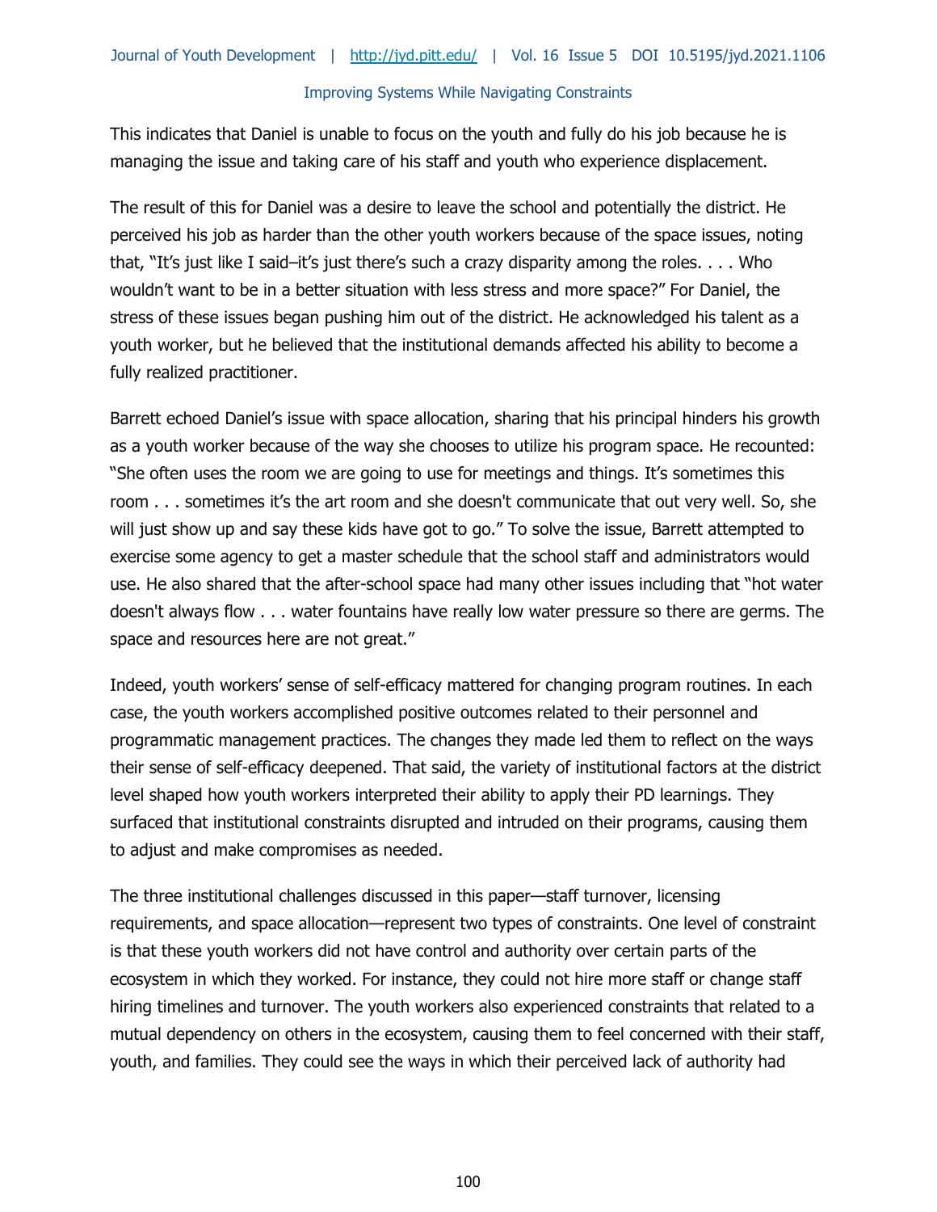This indicates that Daniel is unable to focus on the youth and fully do his job because he is managing the issue and taking care of his staff and youth who experience displacement.

The result of this for Daniel was a desire to leave the school and potentially the district. He perceived his job as harder than the other youth workers because of the space issues, noting that, "It's just like I said–it's just there's such a crazy disparity among the roles. . . . Who wouldn't want to be in a better situation with less stress and more space?" For Daniel, the stress of these issues began pushing him out of the district. He acknowledged his talent as a youth worker, but he believed that the institutional demands affected his ability to become a fully realized practitioner.

Barrett echoed Daniel's issue with space allocation, sharing that his principal hinders his growth as a youth worker because of the way she chooses to utilize his program space. He recounted: "She often uses the room we are going to use for meetings and things. It's sometimes this room . . . sometimes it's the art room and she doesn't communicate that out very well. So, she will just show up and say these kids have got to go." To solve the issue, Barrett attempted to exercise some agency to get a master schedule that the school staff and administrators would use. He also shared that the after-school space had many other issues including that "hot water doesn't always flow . . . water fountains have really low water pressure so there are germs. The space and resources here are not great."

Indeed, youth workers' sense of self-efficacy mattered for changing program routines. In each case, the youth workers accomplished positive outcomes related to their personnel and programmatic management practices. The changes they made led them to reflect on the ways their sense of self-efficacy deepened. That said, the variety of institutional factors at the district level shaped how youth workers interpreted their ability to apply their PD learnings. They surfaced that institutional constraints disrupted and intruded on their programs, causing them to adjust and make compromises as needed.

The three institutional challenges discussed in this paper—staff turnover, licensing requirements, and space allocation—represent two types of constraints. One level of constraint is that these youth workers did not have control and authority over certain parts of the ecosystem in which they worked. For instance, they could not hire more staff or change staff hiring timelines and turnover. The youth workers also experienced constraints that related to a mutual dependency on others in the ecosystem, causing them to feel concerned with their staff, youth, and families. They could see the ways in which their perceived lack of authority had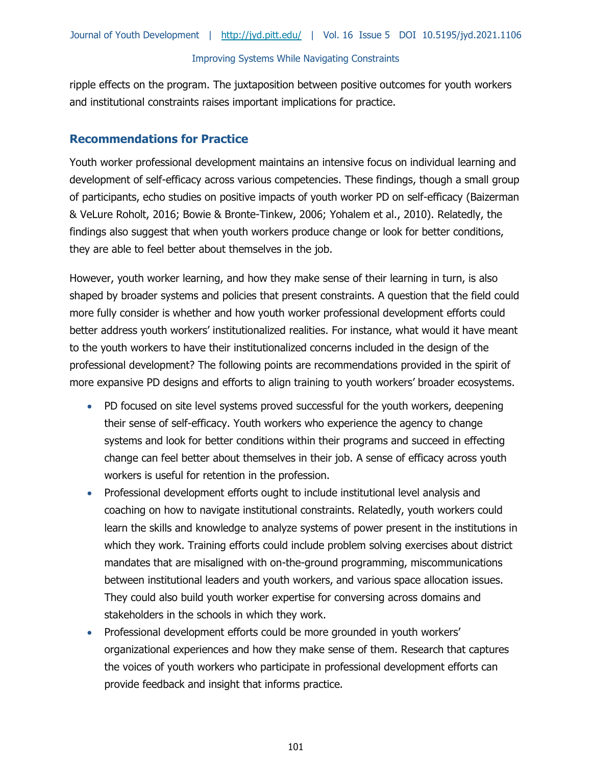ripple effects on the program. The juxtaposition between positive outcomes for youth workers and institutional constraints raises important implications for practice.

## Recommendations for Practice

Youth worker professional development maintains an intensive focus on individual learning and development of self-efficacy across various competencies. These findings, though a small group of participants, echo studies on positive impacts of youth worker PD on self-efficacy (Baizerman & VeLure Roholt, 2016; Bowie & Bronte-Tinkew, 2006; Yohalem et al., 2010). Relatedly, the findings also suggest that when youth workers produce change or look for better conditions, they are able to feel better about themselves in the job.

However, youth worker learning, and how they make sense of their learning in turn, is also shaped by broader systems and policies that present constraints. A question that the field could more fully consider is whether and how youth worker professional development efforts could better address youth workers' institutionalized realities. For instance, what would it have meant to the youth workers to have their institutionalized concerns included in the design of the professional development? The following points are recommendations provided in the spirit of more expansive PD designs and efforts to align training to youth workers' broader ecosystems.

- PD focused on site level systems proved successful for the youth workers, deepening their sense of self-efficacy. Youth workers who experience the agency to change systems and look for better conditions within their programs and succeed in effecting change can feel better about themselves in their job. A sense of efficacy across youth workers is useful for retention in the profession.
- Professional development efforts ought to include institutional level analysis and coaching on how to navigate institutional constraints. Relatedly, youth workers could learn the skills and knowledge to analyze systems of power present in the institutions in which they work. Training efforts could include problem solving exercises about district mandates that are misaligned with on-the-ground programming, miscommunications between institutional leaders and youth workers, and various space allocation issues. They could also build youth worker expertise for conversing across domains and stakeholders in the schools in which they work.
- Professional development efforts could be more grounded in youth workers' organizational experiences and how they make sense of them. Research that captures the voices of youth workers who participate in professional development efforts can provide feedback and insight that informs practice.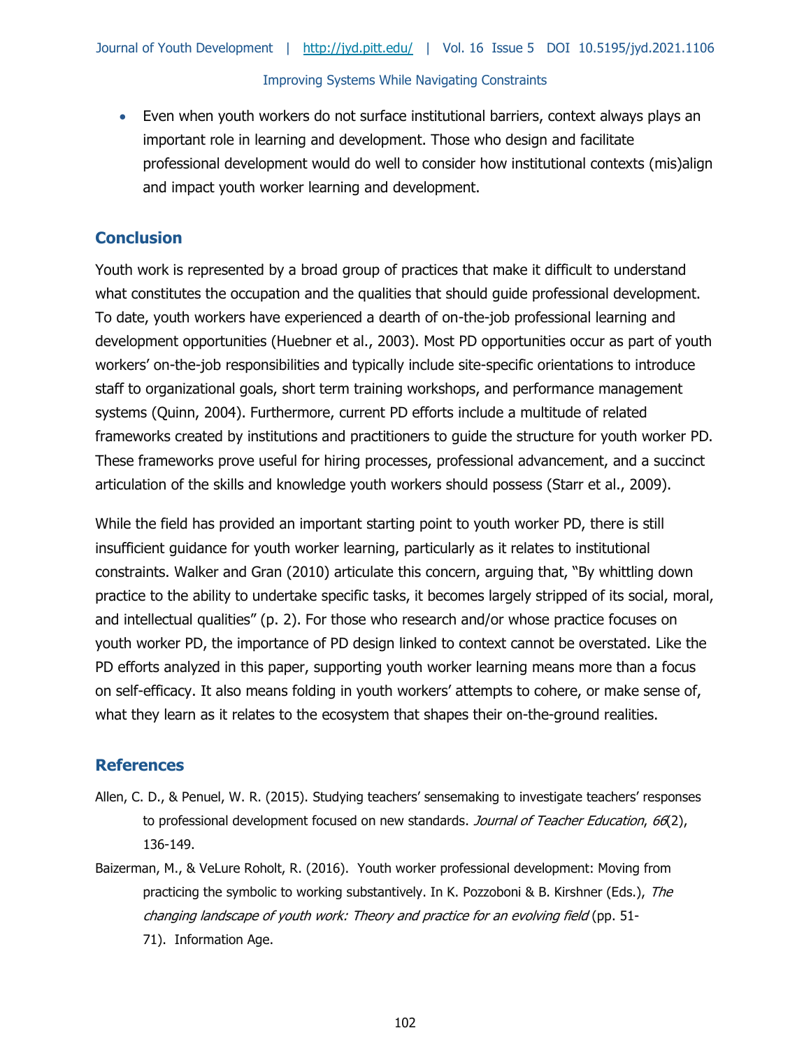- Even when youth workers do not surface institutional barriers, context always plays an important role in learning and development. Those who design and facilitate professional development would do well to consider how institutional contexts (mis)align and impact youth worker learning and development.

## Conclusion

Youth work is represented by a broad group of practices that make it difficult to understand what constitutes the occupation and the qualities that should guide professional development. To date, youth workers have experienced a dearth of on-the-job professional learning and development opportunities (Huebner et al., 2003). Most PD opportunities occur as part of youth workers' on-the-job responsibilities and typically include site-specific orientations to introduce staff to organizational goals, short term training workshops, and performance management systems (Quinn, 2004). Furthermore, current PD efforts include a multitude of related frameworks created by institutions and practitioners to guide the structure for youth worker PD. These frameworks prove useful for hiring processes, professional advancement, and a succinct articulation of the skills and knowledge youth workers should possess (Starr et al., 2009).

While the field has provided an important starting point to youth worker PD, there is still insufficient guidance for youth worker learning, particularly as it relates to institutional constraints. Walker and Gran (2010) articulate this concern, arguing that, "By whittling down practice to the ability to undertake specific tasks, it becomes largely stripped of its social, moral, and intellectual qualities" (p. 2). For those who research and/or whose practice focuses on youth worker PD, the importance of PD design linked to context cannot be overstated. Like the PD efforts analyzed in this paper, supporting youth worker learning means more than a focus on self-efficacy. It also means folding in youth workers' attempts to cohere, or make sense of, what they learn as it relates to the ecosystem that shapes their on-the-ground realities.

## References

Allen, C. D., & Penuel, W. R. (2015). Studying teachers' sensemaking to investigate teachers' responses to professional development focused on new standards. *Journal of Teacher Education*, *66*(2), 136-149.

Baizerman, M., & VeLure Roholt, R. (2016). Youth worker professional development: Moving from practicing the symbolic to working substantively. In K. Pozzoboni & B. Kirshner (Eds.), *The changing landscape of youth work: Theory and practice for an evolving field* (pp. 51-71). Information Age.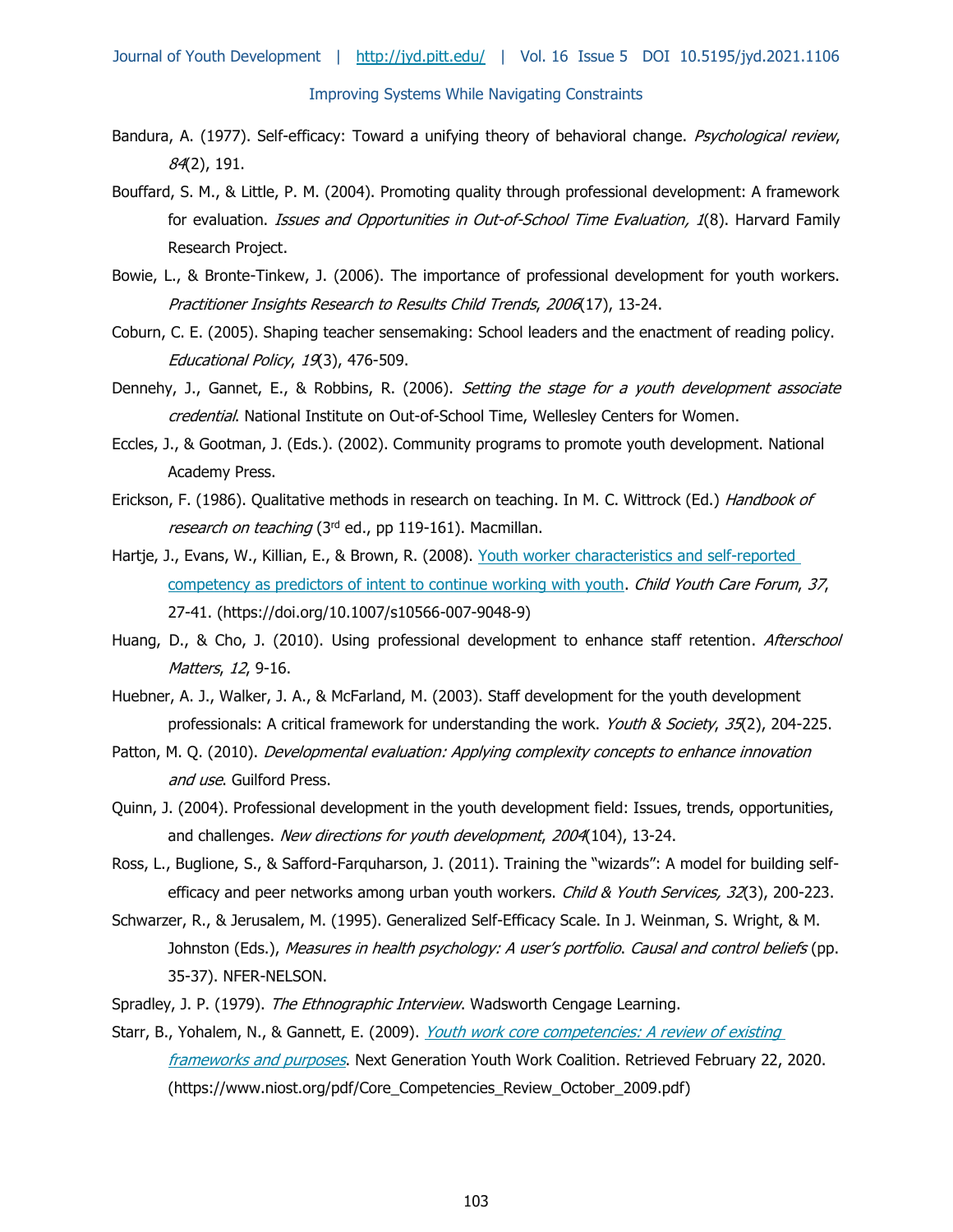Bandura, A. (1977). Self-efficacy: Toward a unifying theory of behavioral change. *Psychological review*, *84*(2), 191.

Bouffard, S. M., & Little, P. M. (2004). Promoting quality through professional development: A framework for evaluation. *Issues and Opportunities in Out-of-School Time Evaluation, 1*(8). Harvard Family Research Project.

Bowie, L., & Bronte-Tinkew, J. (2006). The importance of professional development for youth workers. *Practitioner Insights Research to Results Child Trends*, *2006*(17), 13-24.

Coburn, C. E. (2005). Shaping teacher sensemaking: School leaders and the enactment of reading policy. *Educational Policy*, *19*(3), 476-509.

Dennehy, J., Gannet, E., & Robbins, R. (2006). *Setting the stage for a youth development associate credential*. National Institute on Out-of-School Time, Wellesley Centers for Women.

Eccles, J., & Gootman, J. (Eds.). (2002). Community programs to promote youth development. National Academy Press.

Erickson, F. (1986). Qualitative methods in research on teaching. In M. C. Wittrock (Ed.) *Handbook of research on teaching* (3rd ed., pp 119-161). Macmillan.

Hartje, J., Evans, W., Killian, E., & Brown, R. (2008). Youth worker characteristics and self-reported competency as predictors of intent to continue working with youth. *Child Youth Care Forum*, *37*, 27-41. (https://doi.org/10.1007/s10566-007-9048-9)

Huang, D., & Cho, J. (2010). Using professional development to enhance staff retention. *Afterschool Matters*, *12*, 9-16.

Huebner, A. J., Walker, J. A., & McFarland, M. (2003). Staff development for the youth development professionals: A critical framework for understanding the work. *Youth & Society*, *35*(2), 204-225.

Patton, M. Q. (2010). *Developmental evaluation: Applying complexity concepts to enhance innovation and use*. Guilford Press.

Quinn, J. (2004). Professional development in the youth development field: Issues, trends, opportunities, and challenges. *New directions for youth development*, *2004*(104), 13-24.

Ross, L., Buglione, S., & Safford-Farquharson, J. (2011). Training the "wizards": A model for building self-efficacy and peer networks among urban youth workers. *Child & Youth Services, 32*(3), 200-223.

Schwarzer, R., & Jerusalem, M. (1995). Generalized Self-Efficacy Scale. In J. Weinman, S. Wright, & M. Johnston (Eds.), *Measures in health psychology: A user's portfolio*. *Causal and control beliefs* (pp. 35-37). NFER-NELSON.

Spradley, J. P. (1979). *The Ethnographic Interview*. Wadsworth Cengage Learning.

Starr, B., Yohalem, N., & Gannett, E. (2009). *Youth work core competencies: A review of existing frameworks and purposes*. Next Generation Youth Work Coalition. Retrieved February 22, 2020. (https://www.niost.org/pdf/Core_Competencies_Review_October_2009.pdf)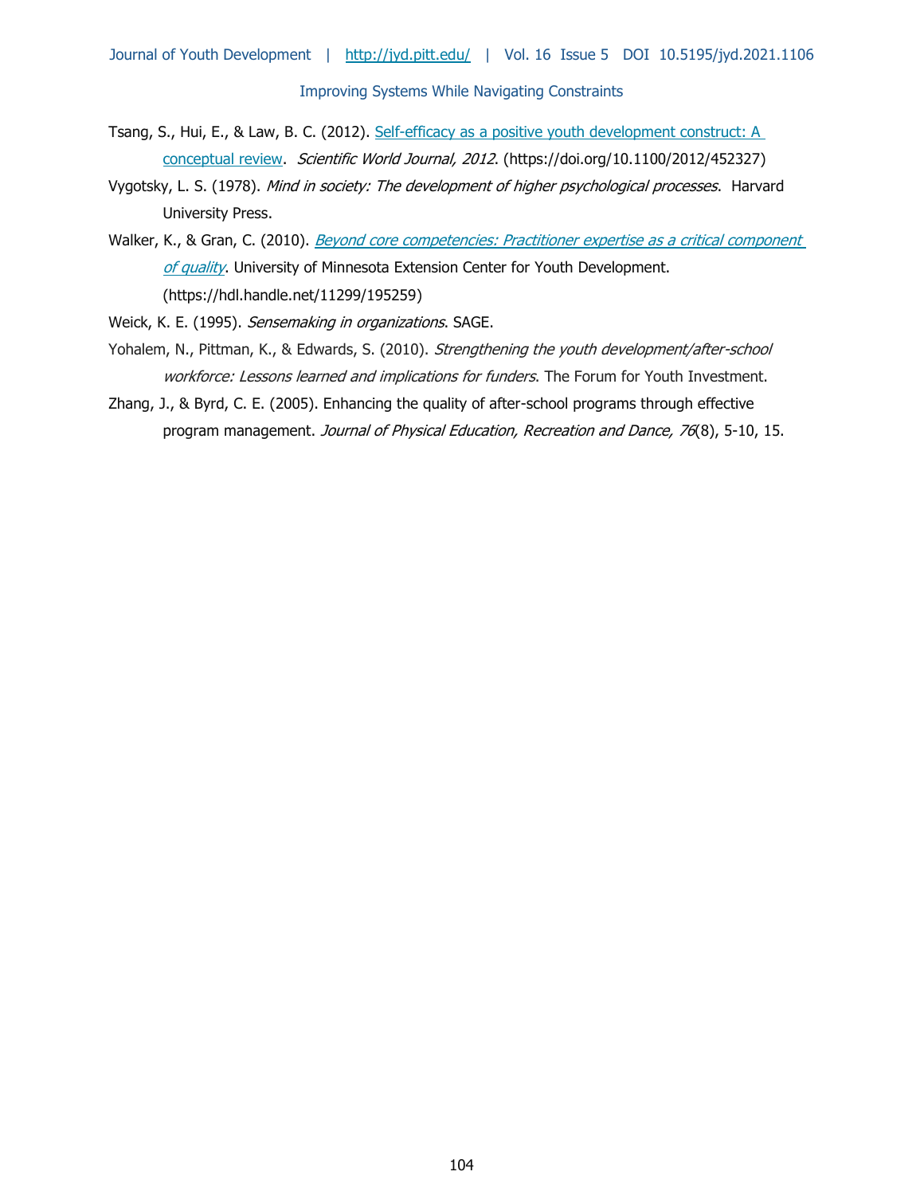Tsang, S., Hui, E., & Law, B. C. (2012). [Self-efficacy as a positive youth development construct: A conceptual review](https://doi.org/10.1100/2012/452327). *Scientific World Journal, 2012*. (https://doi.org/10.1100/2012/452327)

Vygotsky, L. S. (1978). *Mind in society: The development of higher psychological processes*. Harvard University Press.

Walker, K., & Gran, C. (2010). [*Beyond core competencies: Practitioner expertise as a critical component of quality*](https://hdl.handle.net/11299/195259). University of Minnesota Extension Center for Youth Development. (https://hdl.handle.net/11299/195259)

Weick, K. E. (1995). *Sensemaking in organizations*. SAGE.

Yohalem, N., Pittman, K., & Edwards, S. (2010). *Strengthening the youth development/after-school workforce: Lessons learned and implications for funders*. The Forum for Youth Investment.

Zhang, J., & Byrd, C. E. (2005). Enhancing the quality of after-school programs through effective program management. *Journal of Physical Education, Recreation and Dance, 76*(8), 5-10, 15.